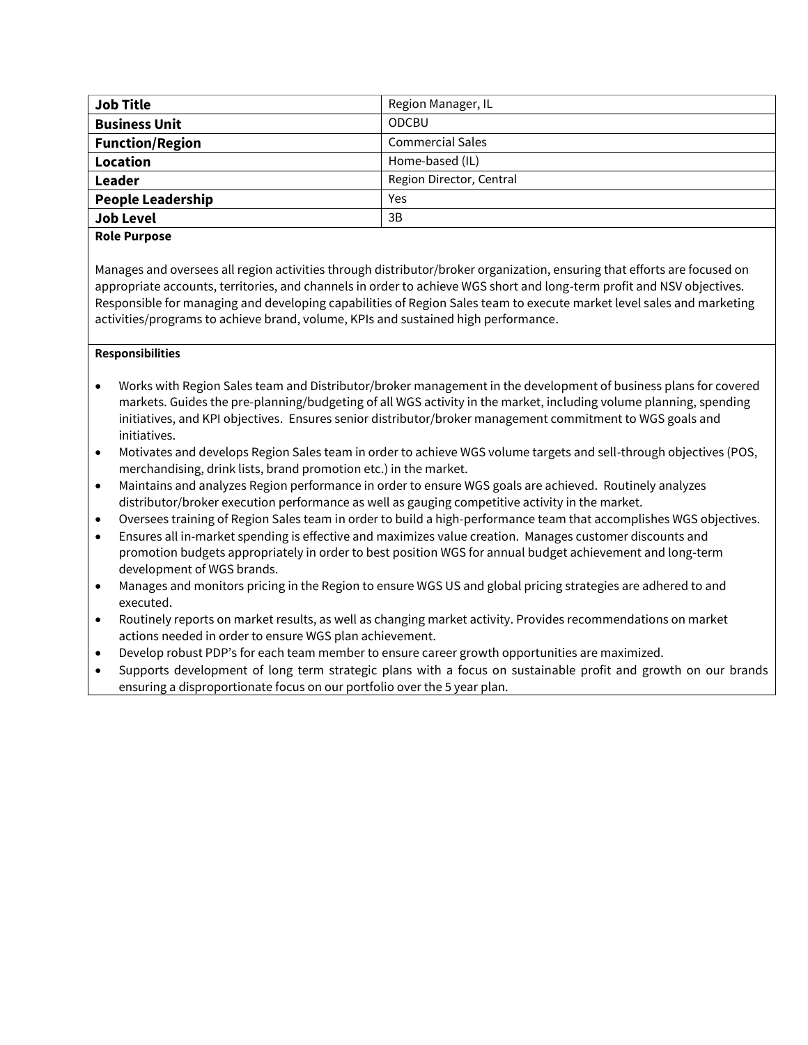| Job Title | Region Manager, IL |
| --- | --- |
| **Business Unit** | ODCBU |
| **Function/Region** | Commercial Sales |
| **Location** | Home-based (IL) |
| **Leader** | Region Director, Central |
| **People Leadership** | Yes |
| **Job Level** | 3B |

**Role Purpose**

Manages and oversees all region activities through distributor/broker organization, ensuring that efforts are focused on appropriate accounts, territories, and channels in order to achieve WGS short and long-term profit and NSV objectives. Responsible for managing and developing capabilities of Region Sales team to execute market level sales and marketing activities/programs to achieve brand, volume, KPIs and sustained high performance.

**Responsibilities**

- Works with Region Sales team and Distributor/broker management in the development of business plans for covered markets. Guides the pre-planning/budgeting of all WGS activity in the market, including volume planning, spending initiatives, and KPI objectives. Ensures senior distributor/broker management commitment to WGS goals and initiatives.
- Motivates and develops Region Sales team in order to achieve WGS volume targets and sell-through objectives (POS, merchandising, drink lists, brand promotion etc.) in the market.
- Maintains and analyzes Region performance in order to ensure WGS goals are achieved. Routinely analyzes distributor/broker execution performance as well as gauging competitive activity in the market.
- Oversees training of Region Sales team in order to build a high-performance team that accomplishes WGS objectives.
- Ensures all in-market spending is effective and maximizes value creation. Manages customer discounts and promotion budgets appropriately in order to best position WGS for annual budget achievement and long-term development of WGS brands.
- Manages and monitors pricing in the Region to ensure WGS US and global pricing strategies are adhered to and executed.
- Routinely reports on market results, as well as changing market activity. Provides recommendations on market actions needed in order to ensure WGS plan achievement.
- Develop robust PDP's for each team member to ensure career growth opportunities are maximized.
- Supports development of long term strategic plans with a focus on sustainable profit and growth on our brands ensuring a disproportionate focus on our portfolio over the 5 year plan.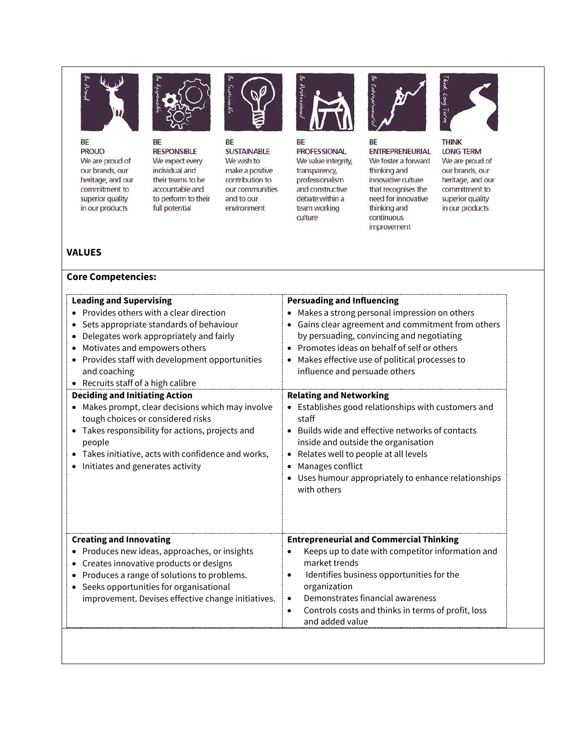| BE PROUD | BE RESPONSIBLE | BE SUSTAINABLE | BE PROFESSIONAL | BE ENTREPRENEURIAL | THINK LONG TERM |
|---|---|---|---|---|---|
| We are proud of our brands, our heritage, and our commitment to superior quality in our products | We expect every individual and their teams to be accountable and to perform to their full potential | We wish to make a positive contribution to our communities and to our environment | We value integrity, transparency, professionalism and constructive debate within a team working culture | We foster a forward thinking and innovative culture that recognises the need for innovative thinking and continuous improvement | We are proud of our brands, our heritage, and our commitment to superior quality in our products |

**VALUES**

**Core Competencies:**

| **Leading and Supervising** | **Persuading and Influencing** |
|---|---|
| • Provides others with a clear direction<br>• Sets appropriate standards of behaviour<br>• Delegates work appropriately and fairly<br>• Motivates and empowers others<br>• Provides staff with development opportunities and coaching<br>• Recruits staff of a high calibre | • Makes a strong personal impression on others<br>• Gains clear agreement and commitment from others by persuading, convincing and negotiating<br>• Promotes ideas on behalf of self or others<br>• Makes effective use of political processes to influence and persuade others |
| **Deciding and Initiating Action**<br>• Makes prompt, clear decisions which may involve tough choices or considered risks<br>• Takes responsibility for actions, projects and people<br>• Takes initiative, acts with confidence and works,<br>• Initiates and generates activity | **Relating and Networking**<br>• Establishes good relationships with customers and staff<br>• Builds wide and effective networks of contacts inside and outside the organisation<br>• Relates well to people at all levels<br>• Manages conflict<br>• Uses humour appropriately to enhance relationships with others |
| **Creating and Innovating**<br>• Produces new ideas, approaches, or insights<br>• Creates innovative products or designs<br>• Produces a range of solutions to problems.<br>• Seeks opportunities for organisational improvement. Devises effective change initiatives. | **Entrepreneurial and Commercial Thinking**<br>• Keeps up to date with competitor information and market trends<br>• Identifies business opportunities for the organization<br>• Demonstrates financial awareness<br>• Controls costs and thinks in terms of profit, loss and added value |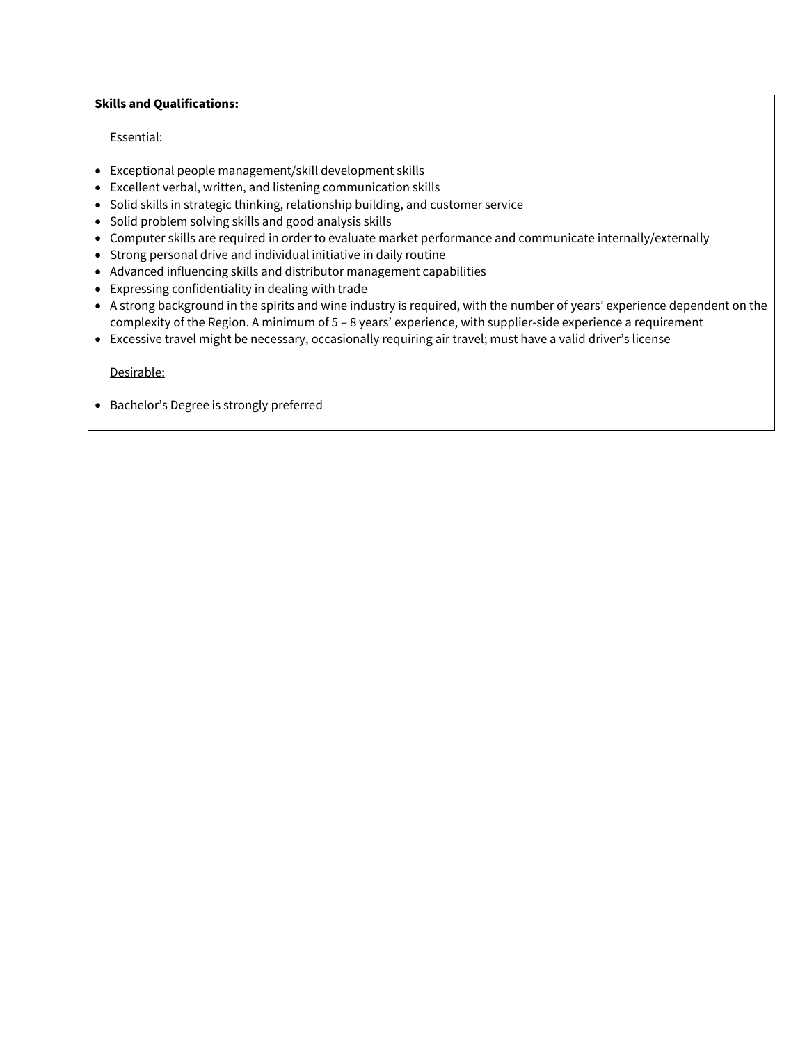**Skills and Qualifications:**

Essential:

- Exceptional people management/skill development skills
- Excellent verbal, written, and listening communication skills
- Solid skills in strategic thinking, relationship building, and customer service
- Solid problem solving skills and good analysis skills
- Computer skills are required in order to evaluate market performance and communicate internally/externally
- Strong personal drive and individual initiative in daily routine
- Advanced influencing skills and distributor management capabilities
- Expressing confidentiality in dealing with trade
- A strong background in the spirits and wine industry is required, with the number of years' experience dependent on the complexity of the Region. A minimum of 5 – 8 years' experience, with supplier-side experience a requirement
- Excessive travel might be necessary, occasionally requiring air travel; must have a valid driver's license

Desirable:

- Bachelor's Degree is strongly preferred